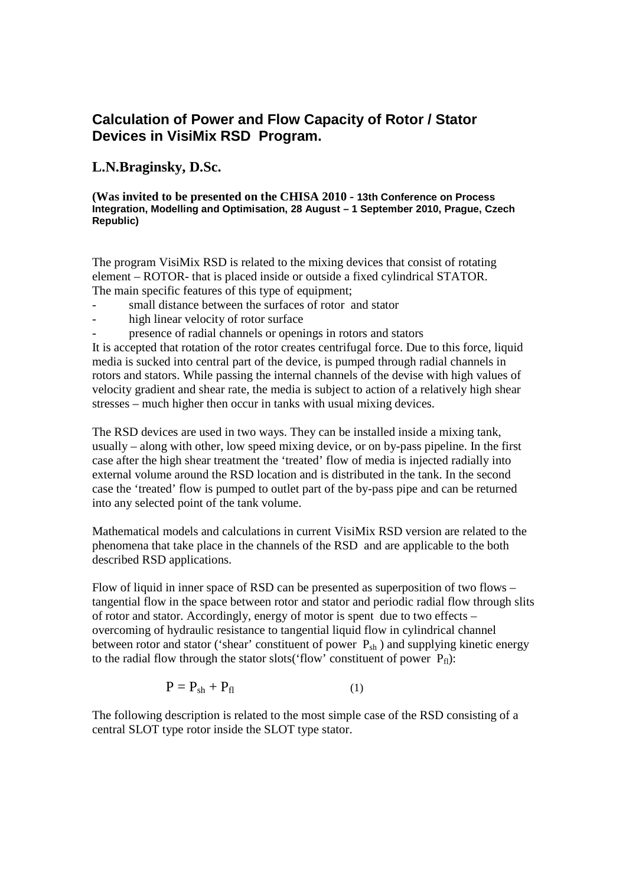# Calculation of Power and Flow Capacity of Rotor / Stator Devices in VisiMix RSD Program.

## L.N.Braginsky, D.Sc.

**(Was invited to be presented on the CHISA 2010 - 13th Conference on Process Integration, Modelling and Optimisation, 28 August – 1 September 2010, Prague, Czech Republic)**

The program VisiMix RSD is related to the mixing devices that consist of rotating element – ROTOR- that is placed inside or outside a fixed cylindrical STATOR.
The main specific features of this type of equipment;

- small distance between the surfaces of rotor and stator
- high linear velocity of rotor surface
- presence of radial channels or openings in rotors and stators

It is accepted that rotation of the rotor creates centrifugal force. Due to this force, liquid media is sucked into central part of the device, is pumped through radial channels in rotors and stators. While passing the internal channels of the devise with high values of velocity gradient and shear rate, the media is subject to action of a relatively high shear stresses – much higher then occur in tanks with usual mixing devices.

The RSD devices are used in two ways. They can be installed inside a mixing tank, usually – along with other, low speed mixing device, or on by-pass pipeline. In the first case after the high shear treatment the 'treated' flow of media is injected radially into external volume around the RSD location and is distributed in the tank. In the second case the 'treated' flow is pumped to outlet part of the by-pass pipe and can be returned into any selected point of the tank volume.

Mathematical models and calculations in current VisiMix RSD version are related to the phenomena that take place in the channels of the RSD and are applicable to the both described RSD applications.

Flow of liquid in inner space of RSD can be presented as superposition of two flows – tangential flow in the space between rotor and stator and periodic radial flow through slits of rotor and stator. Accordingly, energy of motor is spent due to two effects – overcoming of hydraulic resistance to tangential liquid flow in cylindrical channel between rotor and stator ('shear' constituent of power $P_{sh}$ ) and supplying kinetic energy to the radial flow through the stator slots('flow' constituent of power $P_{fl}$):

$$P = P_{sh} + P_{fl} \qquad (1)$$

The following description is related to the most simple case of the RSD consisting of a central SLOT type rotor inside the SLOT type stator.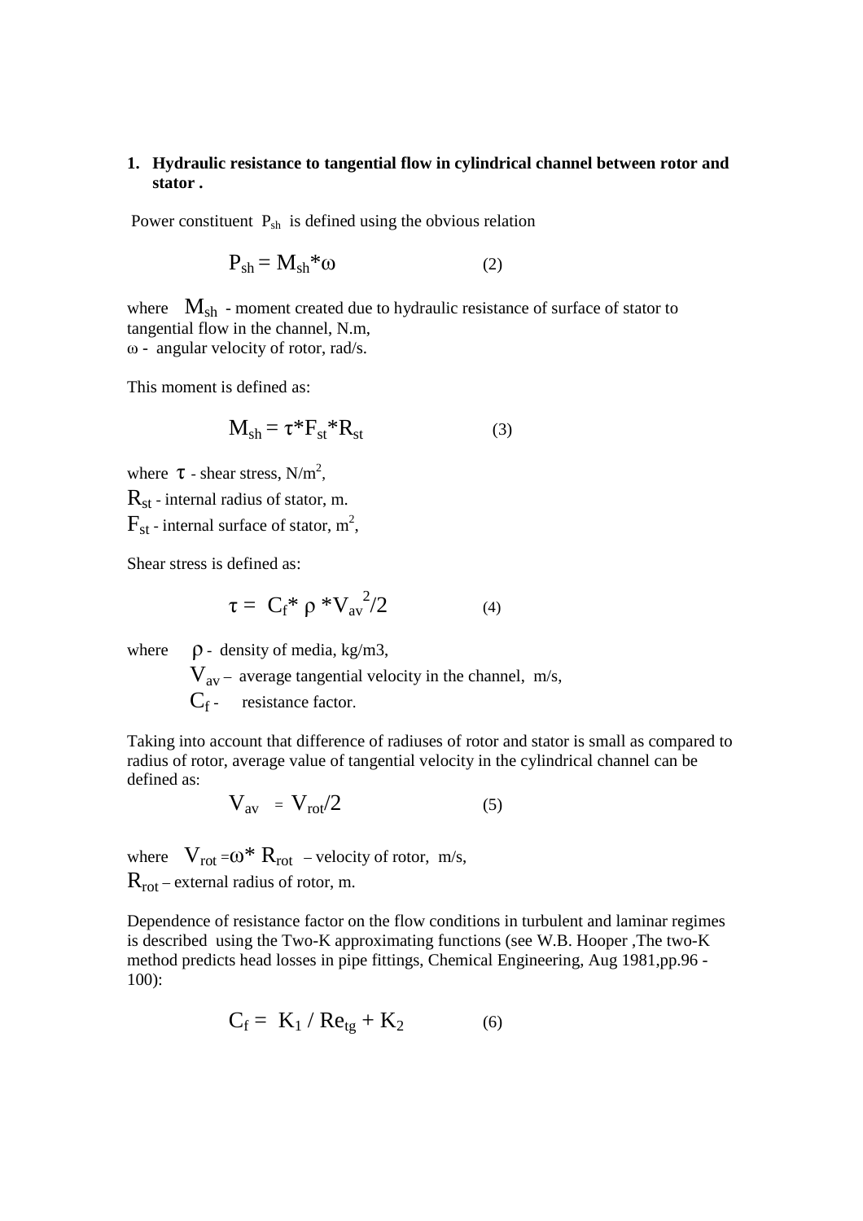1. **Hydraulic resistance to tangential flow in cylindrical channel between rotor and stator .**

Power constituent $P_{sh}$ is defined using the obvious relation

$$P_{sh} = M_{sh}*\omega \qquad (2)$$

where $M_{sh}$ - moment created due to hydraulic resistance of surface of stator to tangential flow in the channel, N.m,
$\omega$ - angular velocity of rotor, rad/s.

This moment is defined as:

$$M_{sh} = \tau*F_{st}*R_{st} \qquad (3)$$

where $\tau$ - shear stress, N/m$^2$,
$R_{st}$ - internal radius of stator, m.
$F_{st}$ - internal surface of stator, m$^2$,

Shear stress is defined as:

$$\tau = C_f* \rho *V_{av}^2/2 \qquad (4)$$

where $\rho$ - density of media, kg/m3,
$V_{av}$ – average tangential velocity in the channel, m/s,
$C_f$ - resistance factor.

Taking into account that difference of radiuses of rotor and stator is small as compared to radius of rotor, average value of tangential velocity in the cylindrical channel can be defined as:

$$V_{av} = V_{rot}/2 \qquad (5)$$

where $V_{rot} = \omega* R_{rot}$ – velocity of rotor, m/s,
$R_{rot}$ – external radius of rotor, m.

Dependence of resistance factor on the flow conditions in turbulent and laminar regimes is described using the Two-K approximating functions (see W.B. Hooper ,The two-K method predicts head losses in pipe fittings, Chemical Engineering, Aug 1981,pp.96 - 100):

$$C_f = K_1 / Re_{tg} + K_2 \qquad (6)$$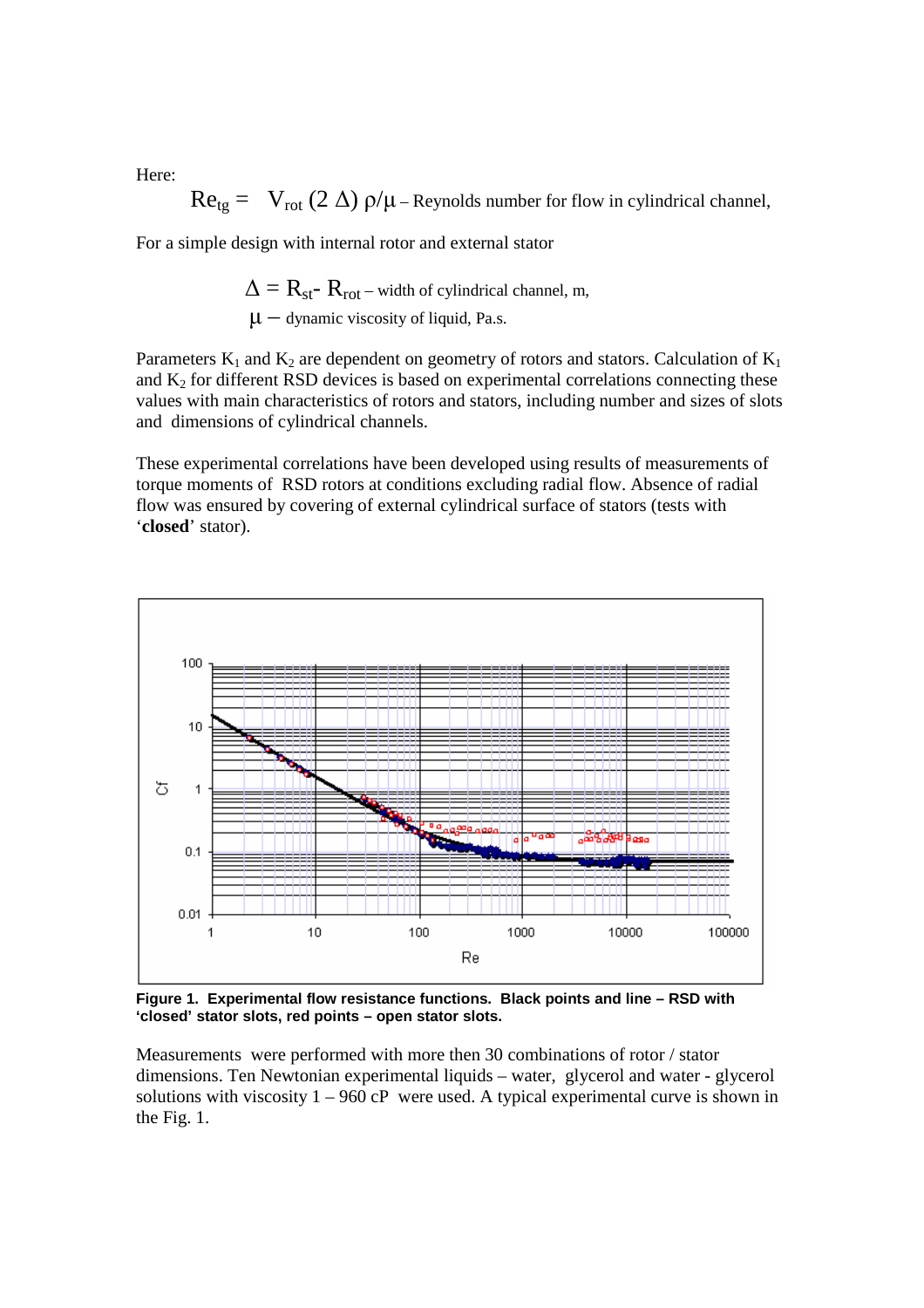Here:

$$Re_{tg} = V_{rot}\,(2\,\Delta)\,\rho/\mu$$ – Reynolds number for flow in cylindrical channel,

For a simple design with internal rotor and external stator

$\Delta = R_{st} - R_{rot}$ – width of cylindrical channel, m,

$\mu$ – dynamic viscosity of liquid, Pa.s.

Parameters $K_1$ and $K_2$ are dependent on geometry of rotors and stators. Calculation of $K_1$ and $K_2$ for different RSD devices is based on experimental correlations connecting these values with main characteristics of rotors and stators, including number and sizes of slots and dimensions of cylindrical channels.

These experimental correlations have been developed using results of measurements of torque moments of RSD rotors at conditions excluding radial flow. Absence of radial flow was ensured by covering of external cylindrical surface of stators (tests with '**closed**' stator).

**Figure 1. Experimental flow resistance functions. Black points and line – RSD with 'closed' stator slots, red points – open stator slots.**

Measurements were performed with more then 30 combinations of rotor / stator dimensions. Ten Newtonian experimental liquids – water, glycerol and water - glycerol solutions with viscosity 1 – 960 cP were used. A typical experimental curve is shown in the Fig. 1.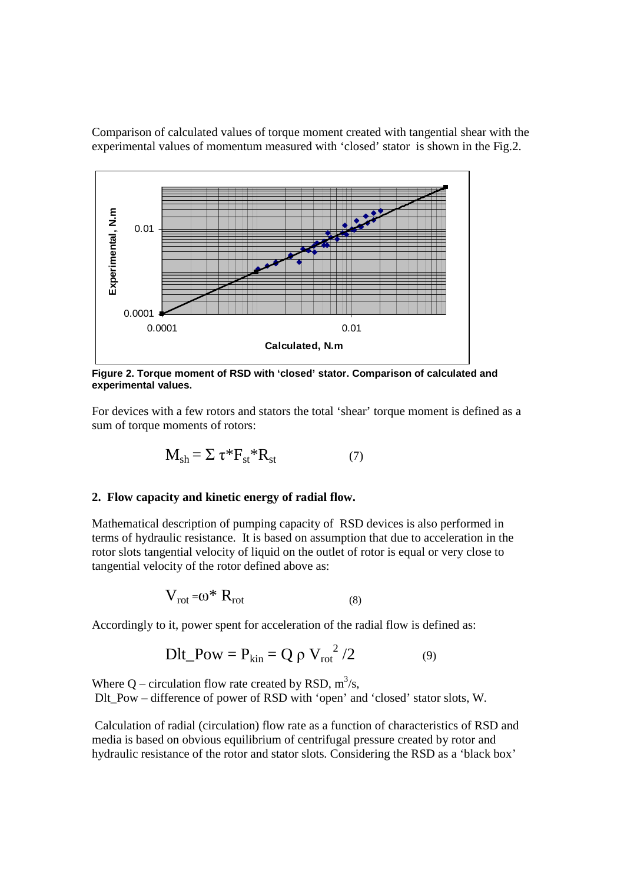Comparison of calculated values of torque moment created with tangential shear with the experimental values of momentum measured with 'closed' stator is shown in the Fig.2.

**Figure 2. Torque moment of RSD with 'closed' stator. Comparison of calculated and experimental values.**

For devices with a few rotors and stators the total 'shear' torque moment is defined as a sum of torque moments of rotors:

$$M_{sh} = \Sigma\, \tau * F_{st} * R_{st} \qquad (7)$$

**2. Flow capacity and kinetic energy of radial flow.**

Mathematical description of pumping capacity of RSD devices is also performed in terms of hydraulic resistance. It is based on assumption that due to acceleration in the rotor slots tangential velocity of liquid on the outlet of rotor is equal or very close to tangential velocity of the rotor defined above as:

$$V_{rot} = \omega * R_{rot} \qquad (8)$$

Accordingly to it, power spent for acceleration of the radial flow is defined as:

$$Dlt\_Pow = P_{kin} = Q\, \rho\, V_{rot}^{2} / 2 \qquad (9)$$

Where Q – circulation flow rate created by RSD, $m^3/s$,
Dlt_Pow – difference of power of RSD with 'open' and 'closed' stator slots, W.

Calculation of radial (circulation) flow rate as a function of characteristics of RSD and media is based on obvious equilibrium of centrifugal pressure created by rotor and hydraulic resistance of the rotor and stator slots. Considering the RSD as a 'black box'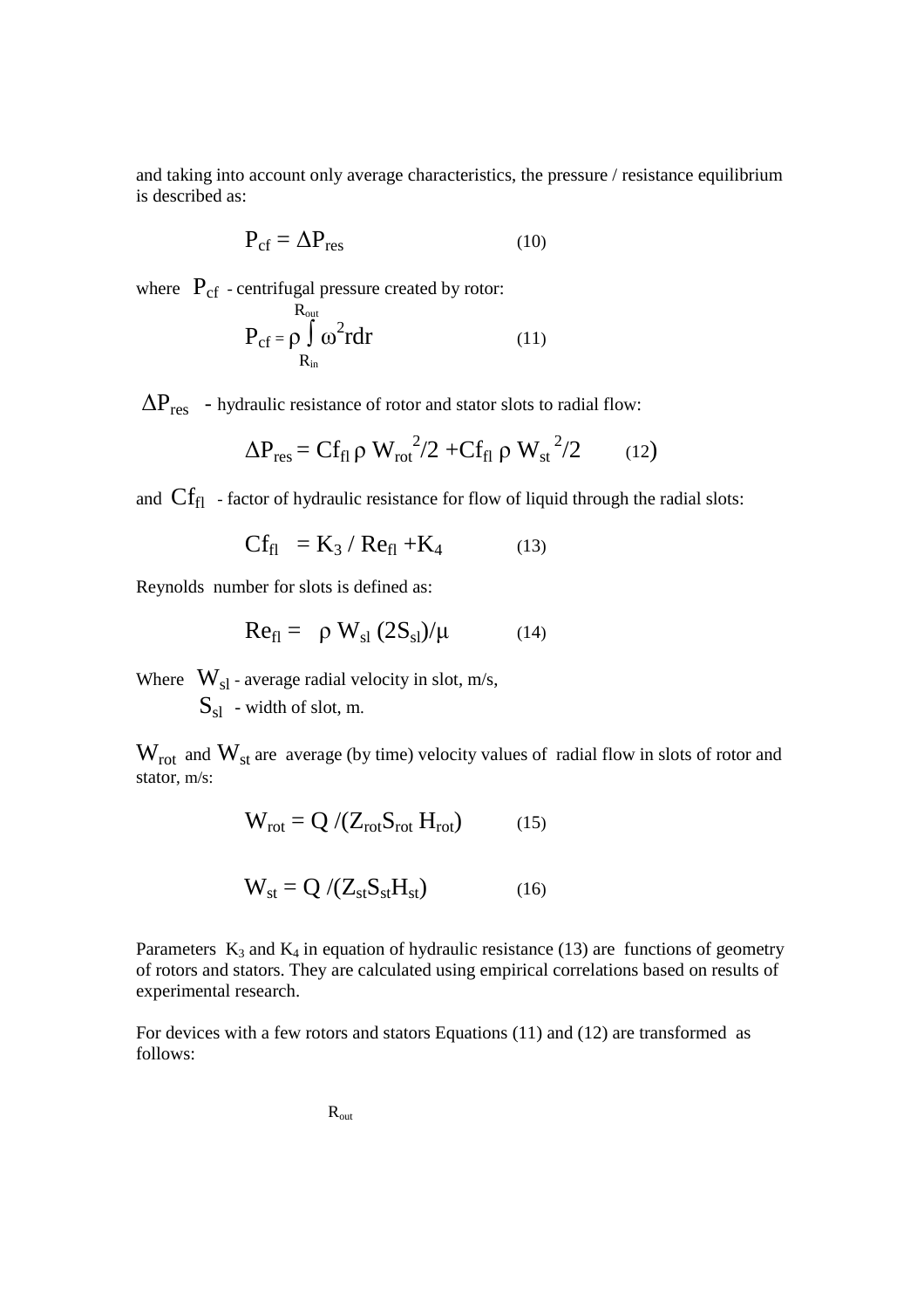and taking into account only average characteristics, the pressure / resistance equilibrium is described as:

$$P_{cf} = \Delta P_{res} \qquad (10)$$

where $P_{cf}$ - centrifugal pressure created by rotor:

$$P_{cf} = \rho \int_{R_{in}}^{R_{out}} \omega^2 r dr \qquad (11)$$

$\Delta P_{res}$ - hydraulic resistance of rotor and stator slots to radial flow:

$$\Delta P_{res} = Cf_{fl}\, \rho\, W_{rot}^{2}/2 + Cf_{fl}\, \rho\, W_{st}^{2}/2 \qquad (12)$$

and $Cf_{fl}$ - factor of hydraulic resistance for flow of liquid through the radial slots:

$$Cf_{fl} = K_3 / Re_{fl} + K_4 \qquad (13)$$

Reynolds number for slots is defined as:

$$Re_{fl} = \rho\, W_{sl}\, (2S_{sl})/\mu \qquad (14)$$

Where $W_{sl}$ - average radial velocity in slot, m/s,
$S_{sl}$ - width of slot, m.

$W_{rot}$ and $W_{st}$ are average (by time) velocity values of radial flow in slots of rotor and stator, m/s:

$$W_{rot} = Q / (Z_{rot} S_{rot} H_{rot}) \qquad (15)$$

$$W_{st} = Q / (Z_{st} S_{st} H_{st}) \qquad (16)$$

Parameters $K_3$ and $K_4$ in equation of hydraulic resistance (13) are functions of geometry of rotors and stators. They are calculated using empirical correlations based on results of experimental research.

For devices with a few rotors and stators Equations (11) and (12) are transformed as follows:

$R_{out}$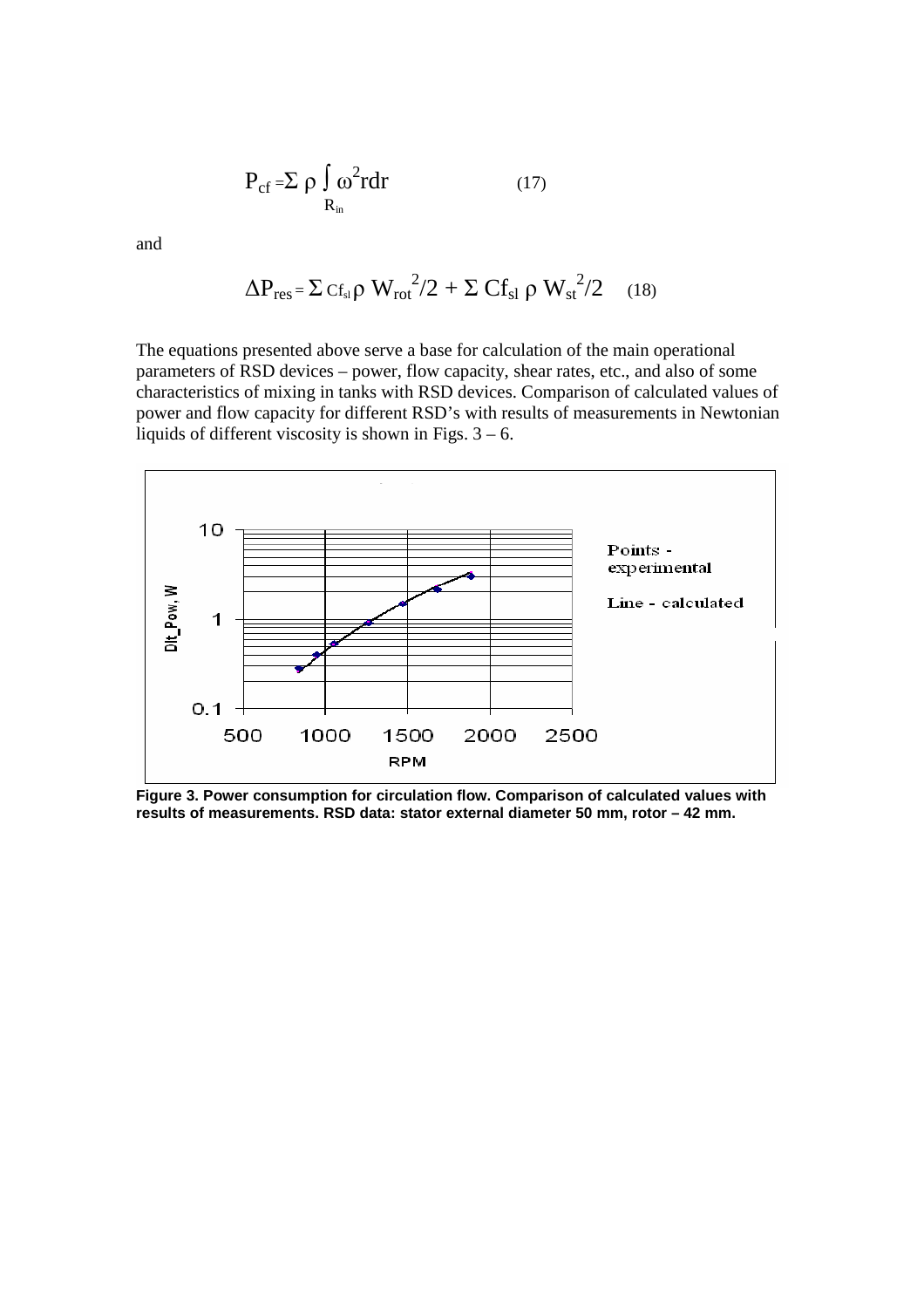$$P_{cf} = \Sigma\, \rho \int_{R_{in}} \omega^2 r dr \qquad (17)$$

and

$$\Delta P_{res} = \Sigma\, Cf_{sl}\, \rho\, W_{rot}^2/2 + \Sigma\, Cf_{sl}\, \rho\, W_{st}^2/2 \qquad (18)$$

The equations presented above serve a base for calculation of the main operational parameters of RSD devices – power, flow capacity, shear rates, etc., and also of some characteristics of mixing in tanks with RSD devices. Comparison of calculated values of power and flow capacity for different RSD's with results of measurements in Newtonian liquids of different viscosity is shown in Figs. 3 – 6.

**Figure 3. Power consumption for circulation flow. Comparison of calculated values with results of measurements. RSD data: stator external diameter 50 mm, rotor – 42 mm.**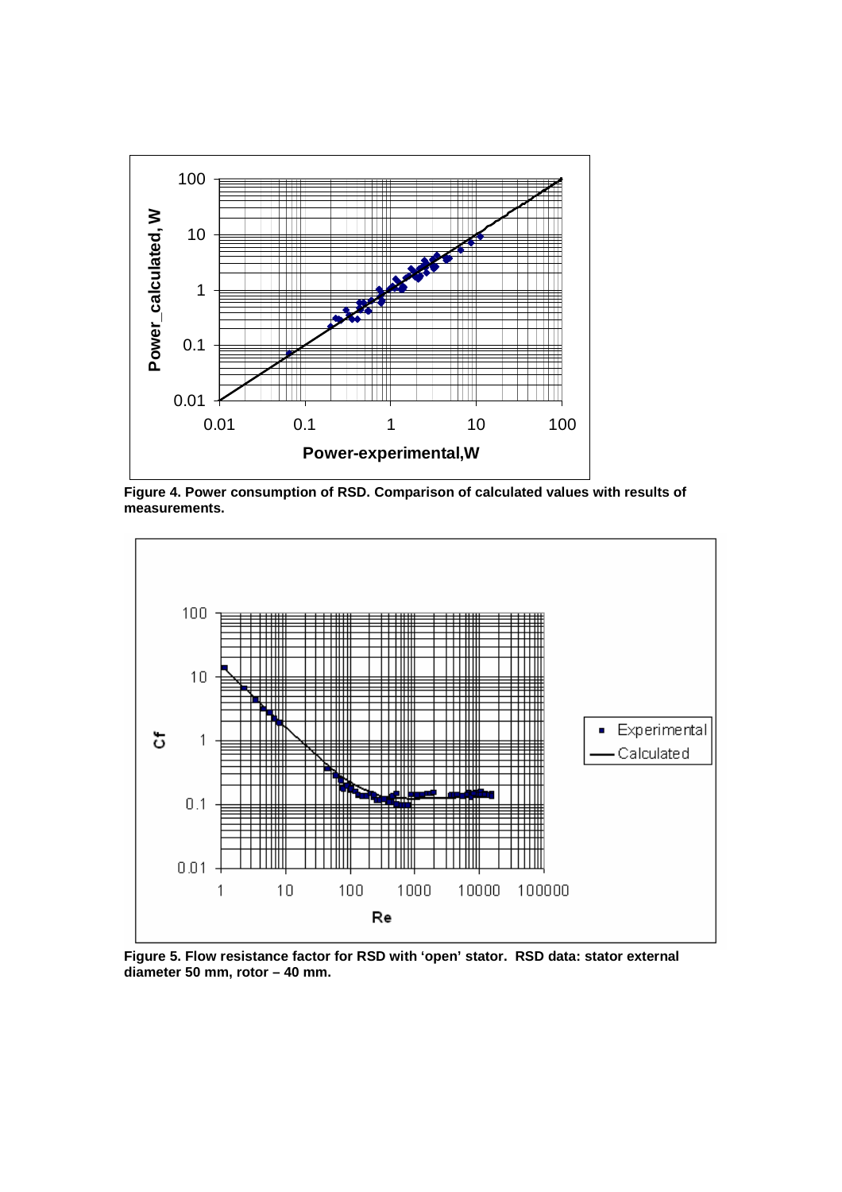**Figure 4. Power consumption of RSD. Comparison of calculated values with results of measurements.**

**Figure 5. Flow resistance factor for RSD with 'open' stator. RSD data: stator external diameter 50 mm, rotor – 40 mm.**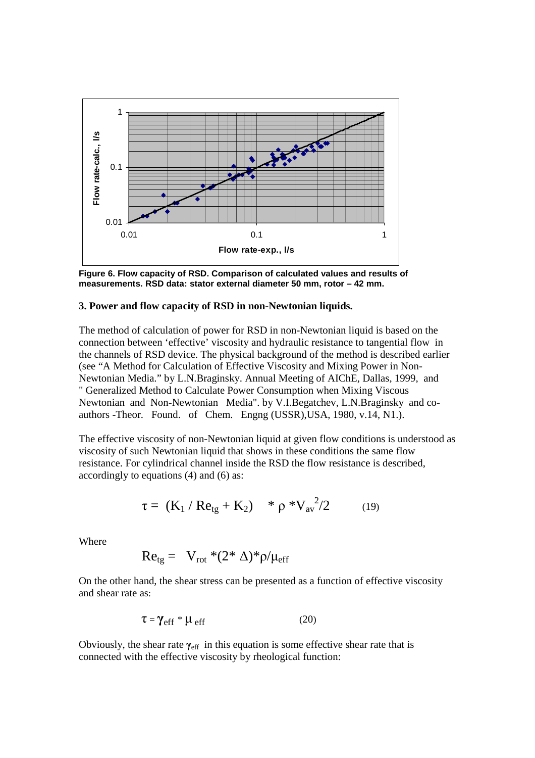Figure 6. Flow capacity of RSD. Comparison of calculated values and results of measurements. RSD data: stator external diameter 50 mm, rotor – 42 mm.

### 3. Power and flow capacity of RSD in non-Newtonian liquids.

The method of calculation of power for RSD in non-Newtonian liquid is based on the connection between 'effective' viscosity and hydraulic resistance to tangential flow in the channels of RSD device. The physical background of the method is described earlier (see "A Method for Calculation of Effective Viscosity and Mixing Power in Non-Newtonian Media." by L.N.Braginsky. Annual Meeting of AIChE, Dallas, 1999, and " Generalized Method to Calculate Power Consumption when Mixing Viscous Newtonian and Non-Newtonian Media". by V.I.Begatchev, L.N.Braginsky and co-authors -Theor. Found. of Chem. Engng (USSR),USA, 1980, v.14, N1.).

The effective viscosity of non-Newtonian liquid at given flow conditions is understood as viscosity of such Newtonian liquid that shows in these conditions the same flow resistance. For cylindrical channel inside the RSD the flow resistance is described, accordingly to equations (4) and (6) as:

$$\tau = (K_1 / Re_{tg} + K_2) \quad * \rho * V_{av}^2/2 \qquad (19)$$

Where

$$Re_{tg} = V_{rot} *(2* \Delta)*\rho/\mu_{eff}$$

On the other hand, the shear stress can be presented as a function of effective viscosity and shear rate as:

$$\tau = \gamma_{eff} * \mu_{eff} \qquad (20)$$

Obviously, the shear rate $\gamma_{eff}$ in this equation is some effective shear rate that is connected with the effective viscosity by rheological function: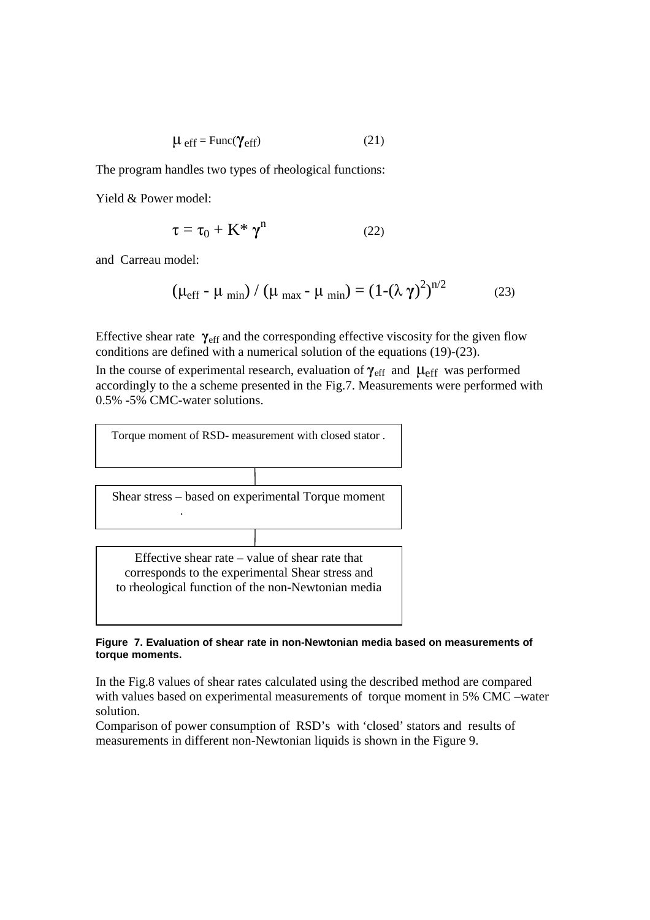$$\mu_{eff} = \text{Func}(\gamma_{eff}) \qquad (21)$$

The program handles two types of rheological functions:

Yield & Power model:

$$\tau = \tau_0 + K^* \gamma^n \qquad (22)$$

and Carreau model:

$$(\mu_{eff} - \mu_{min}) / (\mu_{max} - \mu_{min}) = (1-(\lambda \gamma)^2)^{n/2} \qquad (23)$$

Effective shear rate $\gamma_{eff}$ and the corresponding effective viscosity for the given flow conditions are defined with a numerical solution of the equations (19)-(23).

In the course of experimental research, evaluation of $\gamma_{eff}$ and $\mu_{eff}$ was performed accordingly to the a scheme presented in the Fig.7. Measurements were performed with 0.5% -5% CMC-water solutions.

Torque moment of RSD- measurement with closed stator .

Shear stress – based on experimental Torque moment .

Effective shear rate – value of shear rate that corresponds to the experimental Shear stress and to rheological function of the non-Newtonian media

**Figure 7. Evaluation of shear rate in non-Newtonian media based on measurements of torque moments.**

In the Fig.8 values of shear rates calculated using the described method are compared with values based on experimental measurements of torque moment in 5% CMC –water solution.

Comparison of power consumption of RSD's with 'closed' stators and results of measurements in different non-Newtonian liquids is shown in the Figure 9.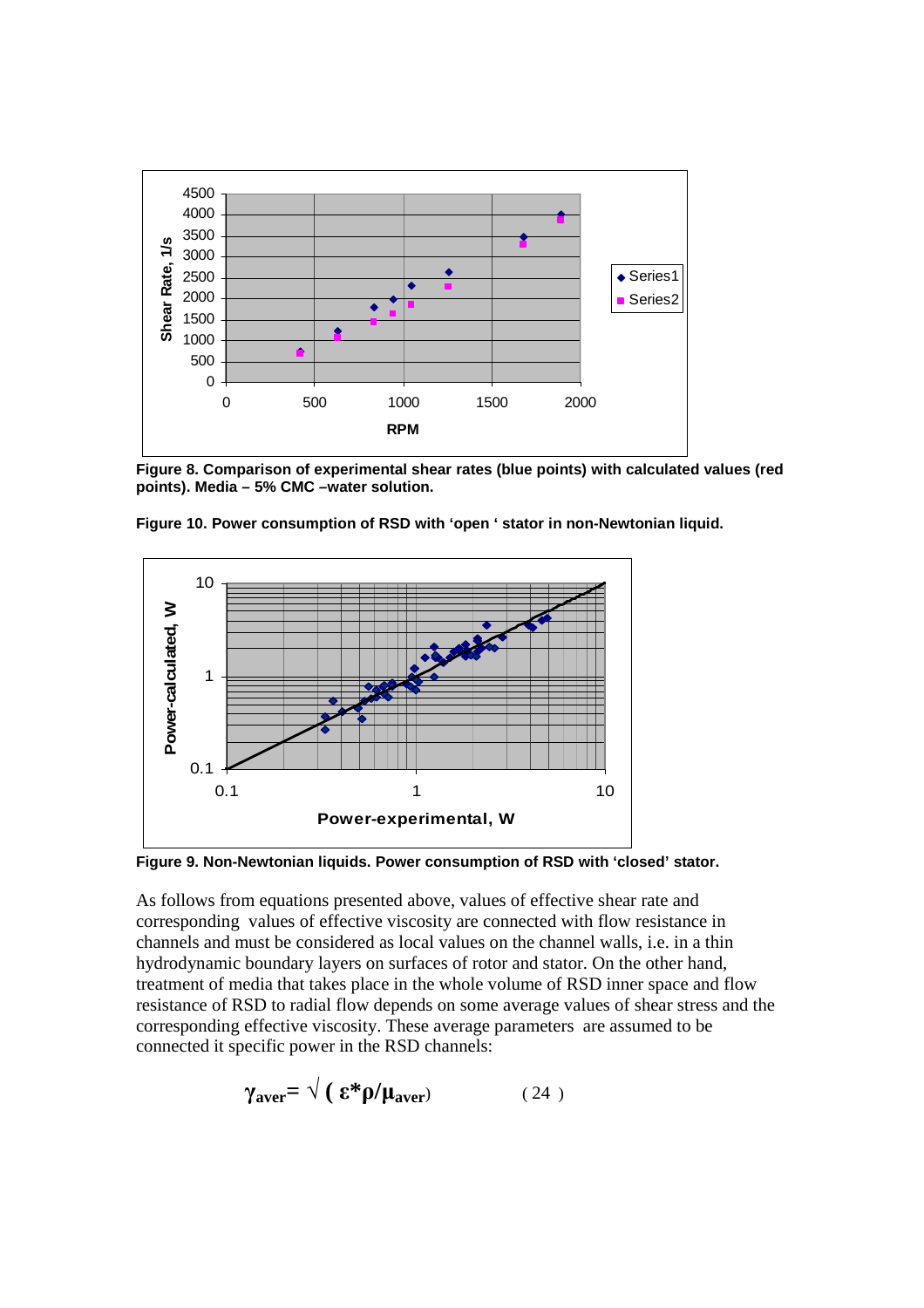**Figure 8. Comparison of experimental shear rates (blue points) with calculated values (red points). Media – 5% CMC –water solution.**

**Figure 10. Power consumption of RSD with 'open ' stator in non-Newtonian liquid.**

**Figure 9. Non-Newtonian liquids. Power consumption of RSD with 'closed' stator.**

As follows from equations presented above, values of effective shear rate and corresponding values of effective viscosity are connected with flow resistance in channels and must be considered as local values on the channel walls, i.e. in a thin hydrodynamic boundary layers on surfaces of rotor and stator. On the other hand, treatment of media that takes place in the whole volume of RSD inner space and flow resistance of RSD to radial flow depends on some average values of shear stress and the corresponding effective viscosity. These average parameters are assumed to be connected it specific power in the RSD channels:

$$\gamma_{aver} = \sqrt{(\varepsilon^* \rho / \mu_{aver})} \qquad (24)$$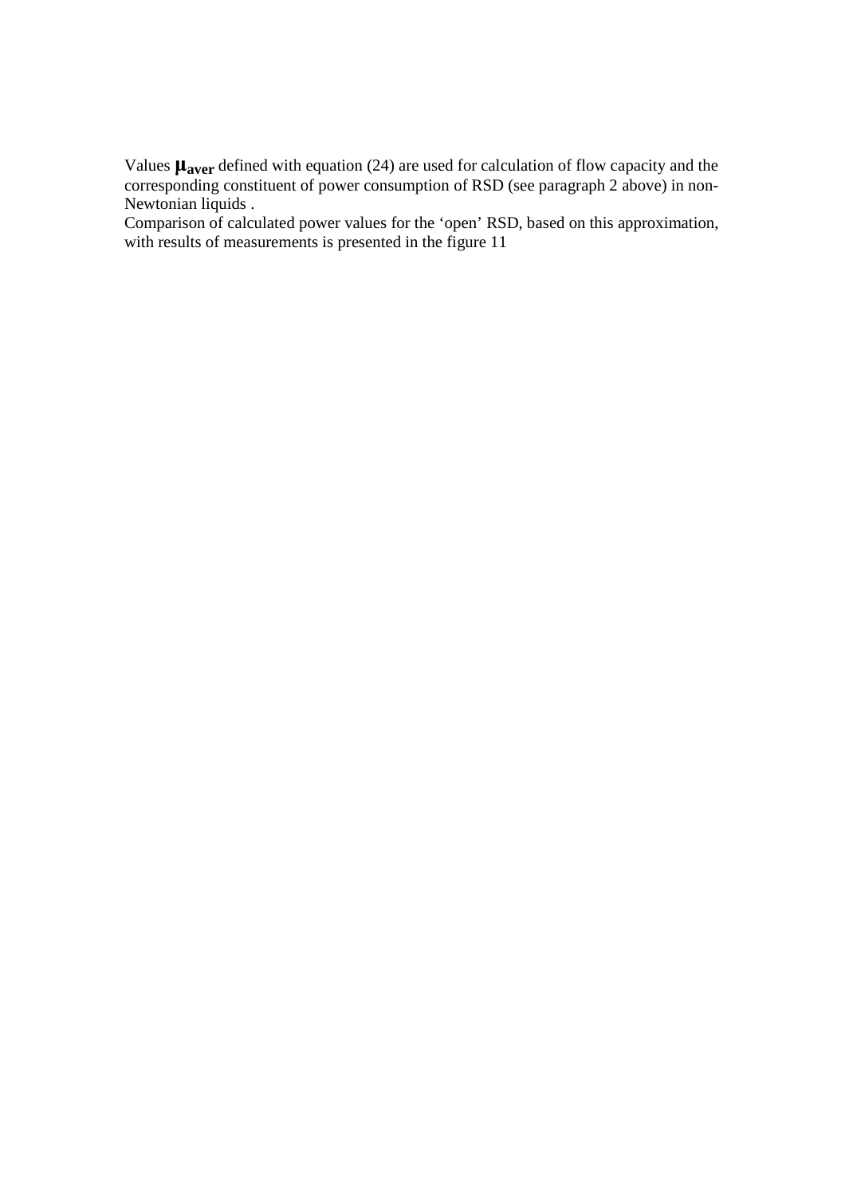Values $\mu_{aver}$ defined with equation (24) are used for calculation of flow capacity and the corresponding constituent of power consumption of RSD (see paragraph 2 above) in non-Newtonian liquids .

Comparison of calculated power values for the 'open' RSD, based on this approximation, with results of measurements is presented in the figure 11